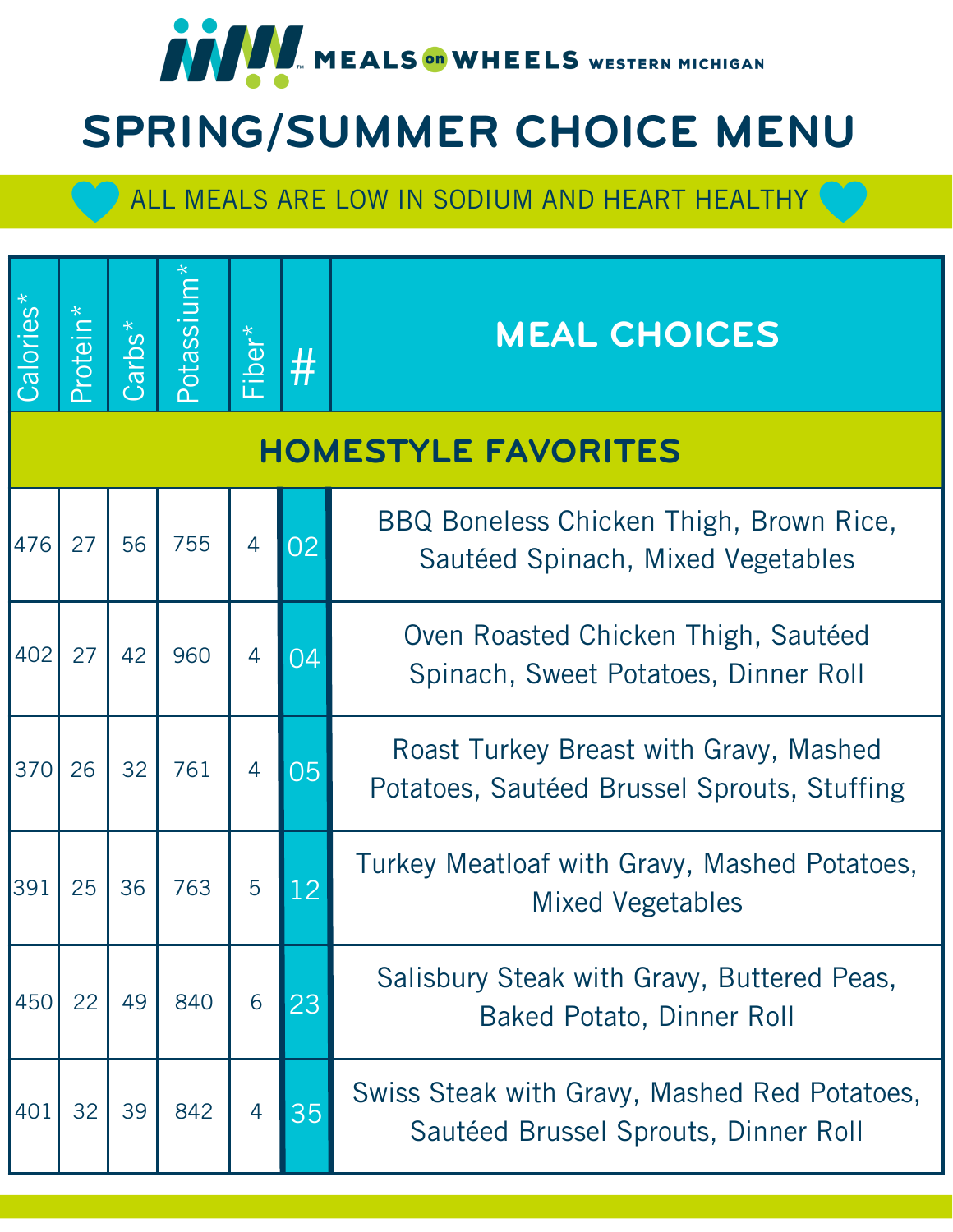MEALS on WHEELS WESTERN MICHIGAN

# SPRING/SUMMER CHOICE MENU

ALL MEALS ARE LOW IN SODIUM AND HEART HEALTHY

| Calories* | Protein* | Carbs* | Potassium* | Fiber* | # | MEAL CHOICES |
|---|---|---|---|---|---|---|
| **HOMESTYLE FAVORITES** | | | | | | |
| 476 | 27 | 56 | 755 | 4 | 02 | BBQ Boneless Chicken Thigh, Brown Rice, Sautéed Spinach, Mixed Vegetables |
| 402 | 27 | 42 | 960 | 4 | 04 | Oven Roasted Chicken Thigh, Sautéed Spinach, Sweet Potatoes, Dinner Roll |
| 370 | 26 | 32 | 761 | 4 | 05 | Roast Turkey Breast with Gravy, Mashed Potatoes, Sautéed Brussel Sprouts, Stuffing |
| 391 | 25 | 36 | 763 | 5 | 12 | Turkey Meatloaf with Gravy, Mashed Potatoes, Mixed Vegetables |
| 450 | 22 | 49 | 840 | 6 | 23 | Salisbury Steak with Gravy, Buttered Peas, Baked Potato, Dinner Roll |
| 401 | 32 | 39 | 842 | 4 | 35 | Swiss Steak with Gravy, Mashed Red Potatoes, Sautéed Brussel Sprouts, Dinner Roll |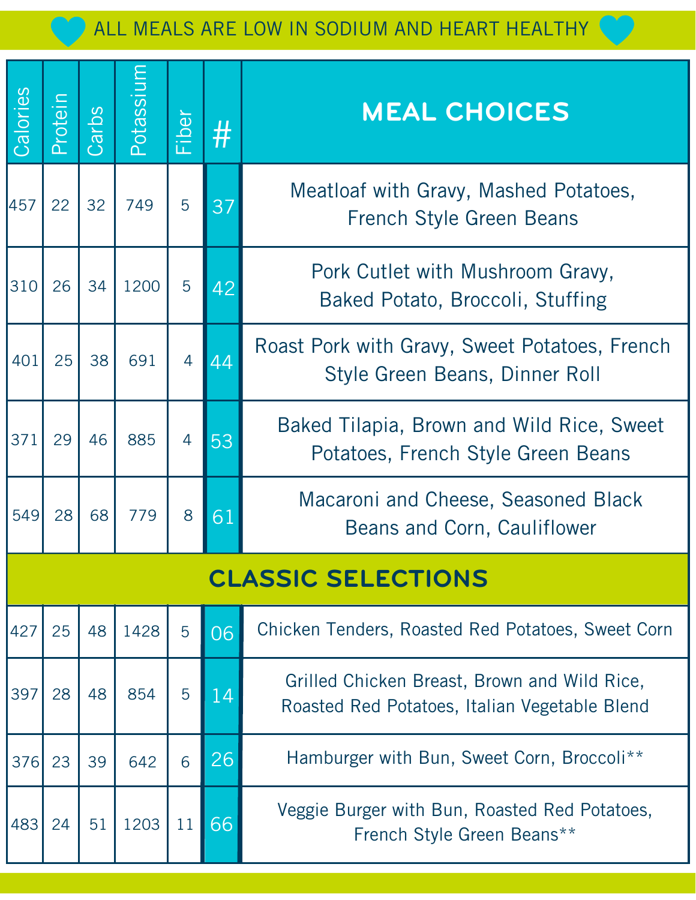ALL MEALS ARE LOW IN SODIUM AND HEART HEALTHY

| Calories | Protein | Carbs | Potassium | Fiber | # | MEAL CHOICES |
|---|---|---|---|---|---|---|
| 457 | 22 | 32 | 749 | 5 | 37 | Meatloaf with Gravy, Mashed Potatoes, French Style Green Beans |
| 310 | 26 | 34 | 1200 | 5 | 42 | Pork Cutlet with Mushroom Gravy, Baked Potato, Broccoli, Stuffing |
| 401 | 25 | 38 | 691 | 4 | 44 | Roast Pork with Gravy, Sweet Potatoes, French Style Green Beans, Dinner Roll |
| 371 | 29 | 46 | 885 | 4 | 53 | Baked Tilapia, Brown and Wild Rice, Sweet Potatoes, French Style Green Beans |
| 549 | 28 | 68 | 779 | 8 | 61 | Macaroni and Cheese, Seasoned Black Beans and Corn, Cauliflower |
| **CLASSIC SELECTIONS** | | | | | | |
| 427 | 25 | 48 | 1428 | 5 | 06 | Chicken Tenders, Roasted Red Potatoes, Sweet Corn |
| 397 | 28 | 48 | 854 | 5 | 14 | Grilled Chicken Breast, Brown and Wild Rice, Roasted Red Potatoes, Italian Vegetable Blend |
| 376 | 23 | 39 | 642 | 6 | 26 | Hamburger with Bun, Sweet Corn, Broccoli** |
| 483 | 24 | 51 | 1203 | 11 | 66 | Veggie Burger with Bun, Roasted Red Potatoes, French Style Green Beans** |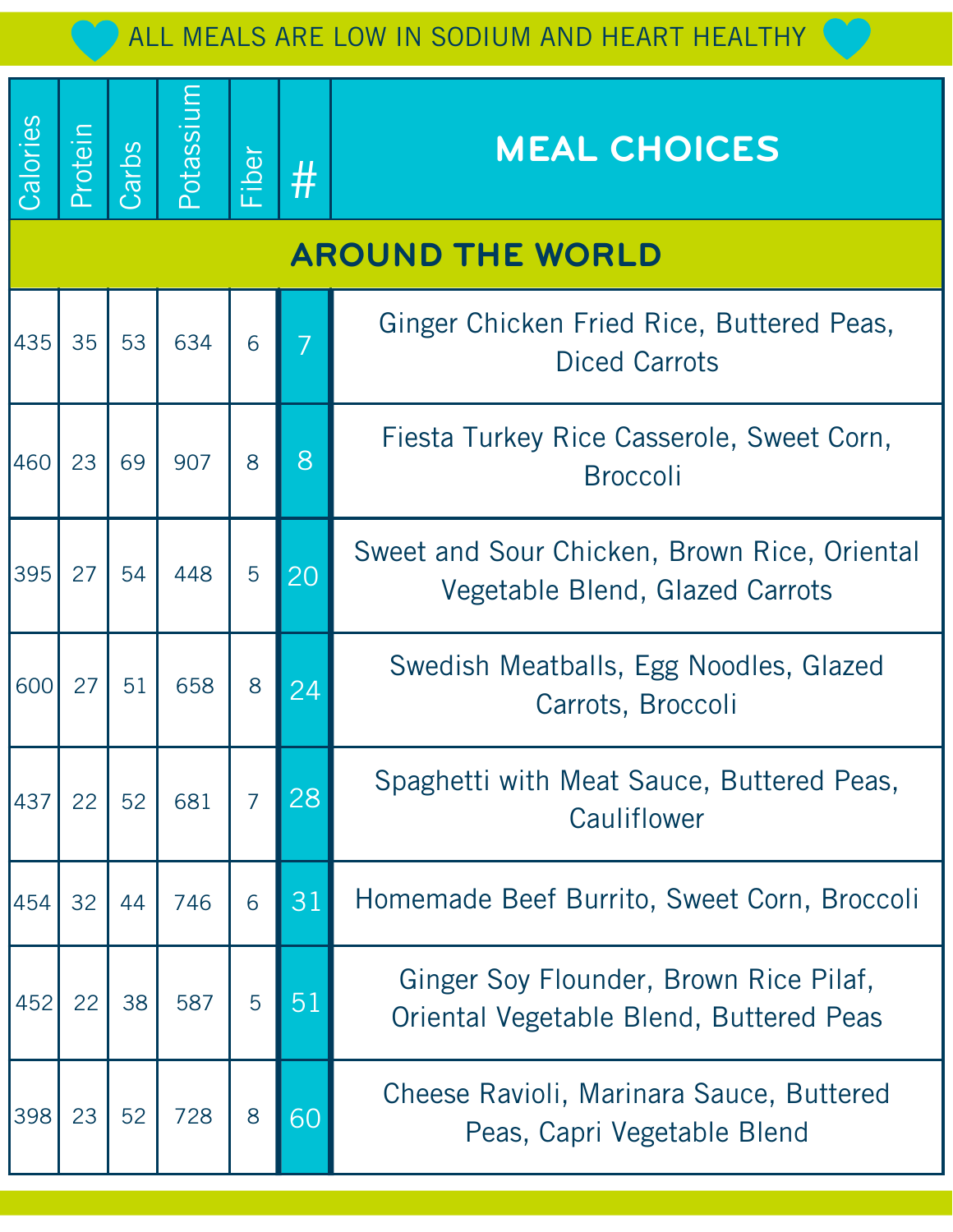ALL MEALS ARE LOW IN SODIUM AND HEART HEALTHY

| Calories | Protein | Carbs | Potassium | Fiber | # | MEAL CHOICES |
|---|---|---|---|---|---|---|
| **AROUND THE WORLD** | | | | | | |
| 435 | 35 | 53 | 634 | 6 | 7 | Ginger Chicken Fried Rice, Buttered Peas, Diced Carrots |
| 460 | 23 | 69 | 907 | 8 | 8 | Fiesta Turkey Rice Casserole, Sweet Corn, Broccoli |
| 395 | 27 | 54 | 448 | 5 | 20 | Sweet and Sour Chicken, Brown Rice, Oriental Vegetable Blend, Glazed Carrots |
| 600 | 27 | 51 | 658 | 8 | 24 | Swedish Meatballs, Egg Noodles, Glazed Carrots, Broccoli |
| 437 | 22 | 52 | 681 | 7 | 28 | Spaghetti with Meat Sauce, Buttered Peas, Cauliflower |
| 454 | 32 | 44 | 746 | 6 | 31 | Homemade Beef Burrito, Sweet Corn, Broccoli |
| 452 | 22 | 38 | 587 | 5 | 51 | Ginger Soy Flounder, Brown Rice Pilaf, Oriental Vegetable Blend, Buttered Peas |
| 398 | 23 | 52 | 728 | 8 | 60 | Cheese Ravioli, Marinara Sauce, Buttered Peas, Capri Vegetable Blend |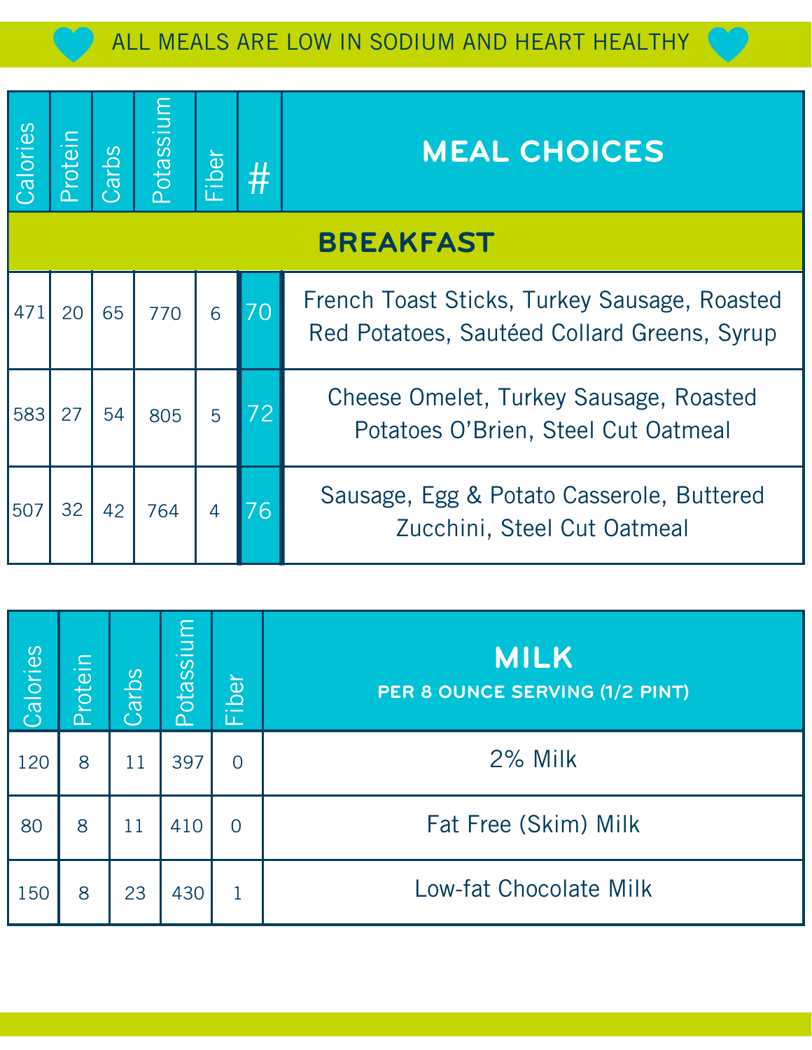ALL MEALS ARE LOW IN SODIUM AND HEART HEALTHY

| Calories | Protein | Carbs | Potassium | Fiber | # | MEAL CHOICES |
|---|---|---|---|---|---|---|
| **BREAKFAST** | | | | | | |
| 471 | 20 | 65 | 770 | 6 | 70 | French Toast Sticks, Turkey Sausage, Roasted Red Potatoes, Sautéed Collard Greens, Syrup |
| 583 | 27 | 54 | 805 | 5 | 72 | Cheese Omelet, Turkey Sausage, Roasted Potatoes O'Brien, Steel Cut Oatmeal |
| 507 | 32 | 42 | 764 | 4 | 76 | Sausage, Egg & Potato Casserole, Buttered Zucchini, Steel Cut Oatmeal |

| Calories | Protein | Carbs | Potassium | Fiber | MILK PER 8 OUNCE SERVING (1/2 PINT) |
|---|---|---|---|---|---|
| 120 | 8 | 11 | 397 | 0 | 2% Milk |
| 80 | 8 | 11 | 410 | 0 | Fat Free (Skim) Milk |
| 150 | 8 | 23 | 430 | 1 | Low-fat Chocolate Milk |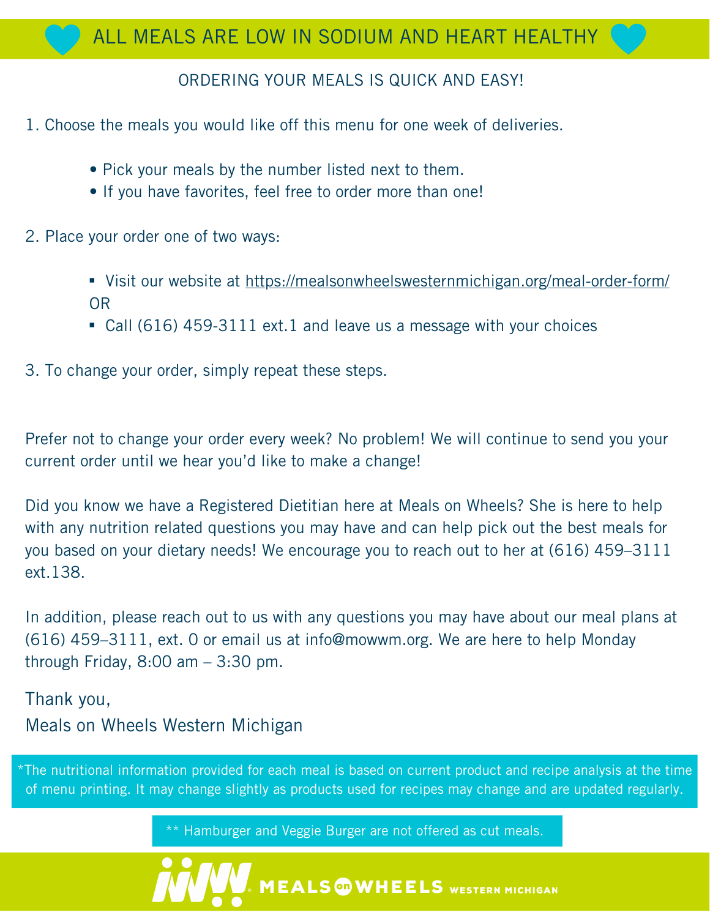# ALL MEALS ARE LOW IN SODIUM AND HEART HEALTHY

ORDERING YOUR MEALS IS QUICK AND EASY!

1. Choose the meals you would like off this menu for one week of deliveries.
   - Pick your meals by the number listed next to them.
   - If you have favorites, feel free to order more than one!
2. Place your order one of two ways:
   - Visit our website at https://mealsonwheelswesternmichigan.org/meal-order-form/ OR
   - Call (616) 459-3111 ext.1 and leave us a message with your choices
3. To change your order, simply repeat these steps.

Prefer not to change your order every week? No problem! We will continue to send you your current order until we hear you'd like to make a change!

Did you know we have a Registered Dietitian here at Meals on Wheels? She is here to help with any nutrition related questions you may have and can help pick out the best meals for you based on your dietary needs! We encourage you to reach out to her at (616) 459–3111 ext.138.

In addition, please reach out to us with any questions you may have about our meal plans at (616) 459–3111, ext. 0 or email us at info@mowwm.org. We are here to help Monday through Friday, 8:00 am – 3:30 pm.

Thank you,
Meals on Wheels Western Michigan

*The nutritional information provided for each meal is based on current product and recipe analysis at the time of menu printing. It may change slightly as products used for recipes may change and are updated regularly.

** Hamburger and Veggie Burger are not offered as cut meals.

MEALS on WHEELS WESTERN MICHIGAN